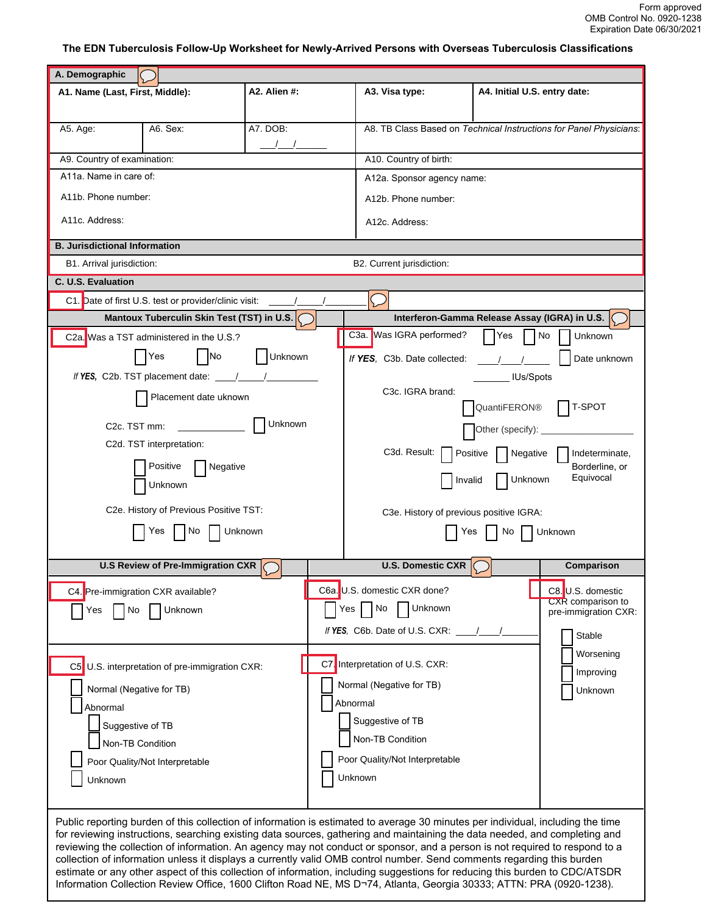Form approved
OMB Control No. 0920-1238
Expiration Date 06/30/2021

# The EDN Tuberculosis Follow-Up Worksheet for Newly-Arrived Persons with Overseas Tuberculosis Classifications

## A. Demographic

| A1. Name (Last, First, Middle): | A2. Alien #: | A3. Visa type: | A4. Initial U.S. entry date: |
|---|---|---|---|

A5. Age:

A6. Sex:

A7. DOB: \_\_\_/\_\_\_/\_\_\_\_\_\_

A8. TB Class Based on *Technical Instructions for Panel Physicians*:

A9. Country of examination:

A10. Country of birth:

A11a. Name in care of:

A11b. Phone number:

A11c. Address:

A12a. Sponsor agency name:

A12b. Phone number:

A12c. Address:

## B. Jurisdictional Information

B1. Arrival jurisdiction:

B2. Current jurisdiction:

## C. U.S. Evaluation

C1. Date of first U.S. test or provider/clinic visit: \_\_\_\_\_/\_\_\_\_\_/\_\_\_\_\_\_\_\_

### Mantoux Tuberculin Skin Test (TST) in U.S.

C2a. Was a TST administered in the U.S.?

☐ Yes ☐ No ☐ Unknown

*If* ***YES***, C2b. TST placement date: \_\_\_\_/\_\_\_\_\_/\_\_\_\_\_\_\_\_\_\_

☐ Placement date uknown

C2c. TST mm: \_\_\_\_\_\_\_\_\_\_\_\_\_\_ ☐ Unknown

C2d. TST interpretation:

☐ Positive ☐ Negative

☐ Unknown

C2e. History of Previous Positive TST:

☐ Yes ☐ No ☐ Unknown

### Interferon-Gamma Release Assay (IGRA) in U.S.

C3a. Was IGRA performed? ☐ Yes ☐ No ☐ Unknown

*If* ***YES***, C3b. Date collected: \_\_\_\_/\_\_\_\_/\_\_\_\_\_ ☐ Date unknown

\_\_\_\_\_\_\_\_ IUs/Spots

C3c. IGRA brand:

☐ QuantiFERON® ☐ T-SPOT

☐ Other (specify): \_\_\_\_\_\_\_\_\_\_\_\_\_\_\_\_\_\_

C3d. Result: ☐ Positive ☐ Negative ☐ Indeterminate, Borderline, or Equivocal

☐ Invalid ☐ Unknown

C3e. History of previous positive IGRA:

☐ Yes ☐ No ☐ Unknown

### U.S Review of Pre-Immigration CXR

C4. Pre-immigration CXR available?

☐ Yes ☐ No ☐ Unknown

C5 U.S. interpretation of pre-immigration CXR:

☐ Normal (Negative for TB)

☐ Abnormal

- ☐ Suggestive of TB
- ☐ Non-TB Condition

☐ Poor Quality/Not Interpretable

☐ Unknown

### U.S. Domestic CXR

C6a. U.S. domestic CXR done?

☐ Yes ☐ No ☐ Unknown

*If* ***YES***, C6b. Date of U.S. CXR: \_\_\_\_/\_\_\_\_/\_\_\_\_\_\_\_

C7. Interpretation of U.S. CXR:

☐ Normal (Negative for TB)

☐ Abnormal

- ☐ Suggestive of TB
- ☐ Non-TB Condition

☐ Poor Quality/Not Interpretable

☐ Unknown

### Comparison

C8. U.S. domestic CXR comparison to pre-immigration CXR:

☐ Stable

☐ Worsening

☐ Improving

☐ Unknown

Public reporting burden of this collection of information is estimated to average 30 minutes per individual, including the time for reviewing instructions, searching existing data sources, gathering and maintaining the data needed, and completing and reviewing the collection of information. An agency may not conduct or sponsor, and a person is not required to respond to a collection of information unless it displays a currently valid OMB control number. Send comments regarding this burden estimate or any other aspect of this collection of information, including suggestions for reducing this burden to CDC/ATSDR Information Collection Review Office, 1600 Clifton Road NE, MS D¬74, Atlanta, Georgia 30333; ATTN: PRA (0920-1238).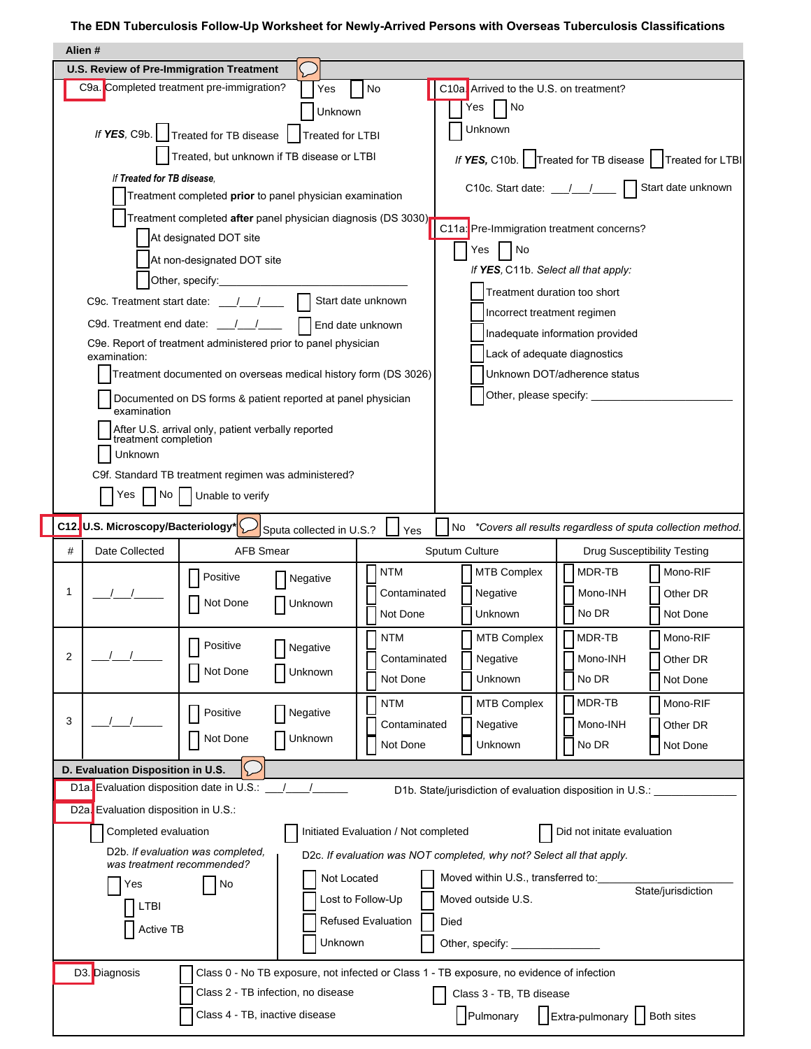# The EDN Tuberculosis Follow-Up Worksheet for Newly-Arrived Persons with Overseas Tuberculosis Classifications

**Alien #**

## U.S. Review of Pre-Immigration Treatment

**C9a.** Completed treatment pre-immigration? ☐ Yes ☐ No ☐ Unknown

*If **YES**,* C9b. ☐ Treated for TB disease ☐ Treated for LTBI ☐ Treated, but unknown if TB disease or LTBI

*If **Treated for TB disease**,*
- ☐ Treatment completed **prior** to panel physician examination
- ☐ Treatment completed **after** panel physician diagnosis (DS 3030)
  - ☐ At designated DOT site
  - ☐ At non-designated DOT site
  - ☐ Other, specify:_______________________

C9c. Treatment start date: ___/___/____ ☐ Start date unknown

C9d. Treatment end date: ___/___/____ ☐ End date unknown

C9e. Report of treatment administered prior to panel physician examination:
- ☐ Treatment documented on overseas medical history form (DS 3026)
- ☐ Documented on DS forms & patient reported at panel physician examination
- ☐ After U.S. arrival only, patient verbally reported treatment completion
- ☐ Unknown

C9f. Standard TB treatment regimen was administered? ☐ Yes ☐ No ☐ Unable to verify

**C10a.** Arrived to the U.S. on treatment? ☐ Yes ☐ No ☐ Unknown

*If **YES**,* C10b. ☐ Treated for TB disease ☐ Treated for LTBI

C10c. Start date: ___/___/____ ☐ Start date unknown

**C11a:** Pre-Immigration treatment concerns? ☐ Yes ☐ No

*If **YES**,* C11b. *Select all that apply:*
- ☐ Treatment duration too short
- ☐ Incorrect treatment regimen
- ☐ Inadequate information provided
- ☐ Lack of adequate diagnostics
- ☐ Unknown DOT/adherence status
- ☐ Other, please specify: ____________________

## C12. U.S. Microscopy/Bacteriology*

Sputa collected in U.S.? ☐ Yes ☐ No *Covers all results regardless of sputum collection method.

| # | Date Collected | AFB Smear | Sputum Culture | Drug Susceptibility Testing |
|---|---|---|---|---|
| 1 | ___/___/_____ | ☐ Positive ☐ Negative ☐ Not Done ☐ Unknown | ☐ NTM ☐ MTB Complex ☐ Contaminated ☐ Negative ☐ Not Done ☐ Unknown | ☐ MDR-TB ☐ Mono-RIF ☐ Mono-INH ☐ Other DR ☐ No DR ☐ Not Done |
| 2 | ___/___/_____ | ☐ Positive ☐ Negative ☐ Not Done ☐ Unknown | ☐ NTM ☐ MTB Complex ☐ Contaminated ☐ Negative ☐ Not Done ☐ Unknown | ☐ MDR-TB ☐ Mono-RIF ☐ Mono-INH ☐ Other DR ☐ No DR ☐ Not Done |
| 3 | ___/___/_____ | ☐ Positive ☐ Negative ☐ Not Done ☐ Unknown | ☐ NTM ☐ MTB Complex ☐ Contaminated ☐ Negative ☐ Not Done ☐ Unknown | ☐ MDR-TB ☐ Mono-RIF ☐ Mono-INH ☐ Other DR ☐ No DR ☐ Not Done |

## D. Evaluation Disposition in U.S.

**D1a.** Evaluation disposition date in U.S.: ___/____/______

D1b. State/jurisdiction of evaluation disposition in U.S.: ______________

**D2a.** Evaluation disposition in U.S.:

☐ Completed evaluation ☐ Initiated Evaluation / Not completed ☐ Did not initate evaluation

D2b. *If evaluation was completed, was treatment recommended?*
- ☐ Yes
  - ☐ LTBI
  - ☐ Active TB
- ☐ No

D2c. *If evaluation was NOT completed, why not? Select all that apply.*
- ☐ Not Located
- ☐ Lost to Follow-Up
- ☐ Refused Evaluation
- ☐ Unknown
- ☐ Moved within U.S., transferred to:____________________ (State/jurisdiction)
- ☐ Moved outside U.S.
- ☐ Died
- ☐ Other, specify: ______________

**D3.** Diagnosis
- ☐ Class 0 - No TB exposure, not infected or Class 1 - TB exposure, no evidence of infection
- ☐ Class 2 - TB infection, no disease
- ☐ Class 3 - TB, TB disease
  - ☐ Pulmonary ☐ Extra-pulmonary ☐ Both sites
- ☐ Class 4 - TB, inactive disease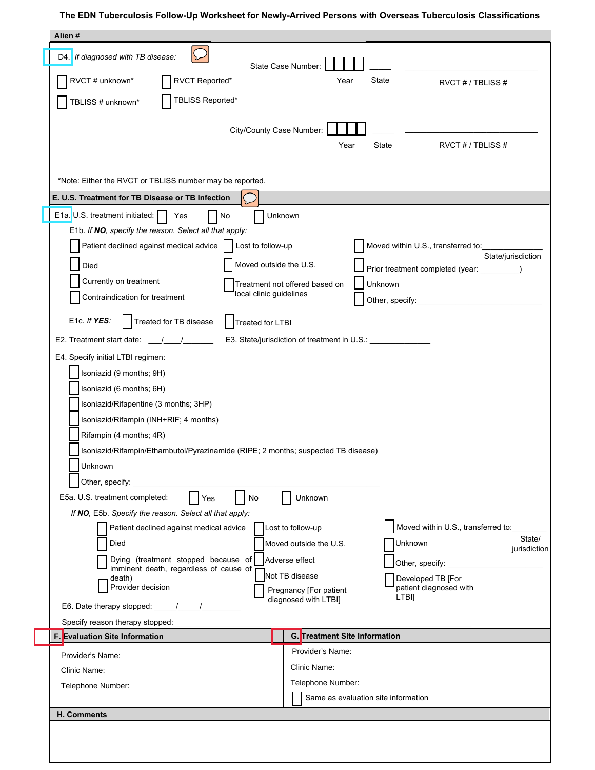**The EDN Tuberculosis Follow-Up Worksheet for Newly-Arrived Persons with Overseas Tuberculosis Classifications**

**Alien #**

D4. *If diagnosed with TB disease:*

State Case Number: ☐☐☐☐ Year ____ State ______________________ RVCT # / TBLISS #

☐ RVCT # unknown* ☐ RVCT Reported*

☐ TBLISS # unknown* ☐ TBLISS Reported*

City/County Case Number: ☐☐☐☐ Year ____ State ______________________ RVCT # / TBLISS #

*Note: Either the RVCT or TBLISS number may be reported.

## E. U.S. Treatment for TB Disease or TB Infection

E1a. U.S. treatment initiated: ☐ Yes ☐ No ☐ Unknown

E1b. *If **NO**, specify the reason. Select all that apply:*

- ☐ Patient declined against medical advice
- ☐ Died
- ☐ Currently on treatment
- ☐ Contraindication for treatment
- ☐ Lost to follow-up
- ☐ Moved outside the U.S.
- ☐ Treatment not offered based on local clinic guidelines
- ☐ Moved within U.S., transferred to:______________ State/jurisdiction
- ☐ Prior treatment completed (year: _________)
- ☐ Unknown
- ☐ Other, specify:______________________________

E1c. *If **YES**:* ☐ Treated for TB disease ☐ Treated for LTBI

E2. Treatment start date: ___/____/_______ E3. State/jurisdiction of treatment in U.S.: ______________

E4. Specify initial LTBI regimen:

- ☐ Isoniazid (9 months; 9H)
- ☐ Isoniazid (6 months; 6H)
- ☐ Isoniazid/Rifapentine (3 months; 3HP)
- ☐ Isoniazid/Rifampin (INH+RIF; 4 months)
- ☐ Rifampin (4 months; 4R)
- ☐ Isoniazid/Rifampin/Ethambutol/Pyrazinamide (RIPE; 2 months; suspected TB disease)
- ☐ Unknown
- ☐ Other, specify: ____________________________________________

E5a. U.S. treatment completed: ☐ Yes ☐ No ☐ Unknown

*If **NO**, E5b. Specify the reason. Select all that apply:*

- ☐ Patient declined against medical advice
- ☐ Died
- ☐ Dying (treatment stopped because of imminent death, regardless of cause of death)
- ☐ Provider decision
- ☐ Lost to follow-up
- ☐ Moved outside the U.S.
- ☐ Adverse effect
- ☐ Not TB disease
- ☐ Pregnancy [For patient diagnosed with LTBI]
- ☐ Moved within U.S., transferred to:________ State/jurisdiction
- ☐ Unknown
- ☐ Other, specify: ______________________
- ☐ Developed TB [For patient diagnosed with LTBI]

E6. Date therapy stopped: _____/_____/_________

Specify reason therapy stopped:______________________________________________________________

## F. Evaluation Site Information

Provider's Name:

Clinic Name:

Telephone Number:

## G. Treatment Site Information

Provider's Name:

Clinic Name:

Telephone Number:

☐ Same as evaluation site information

## H. Comments